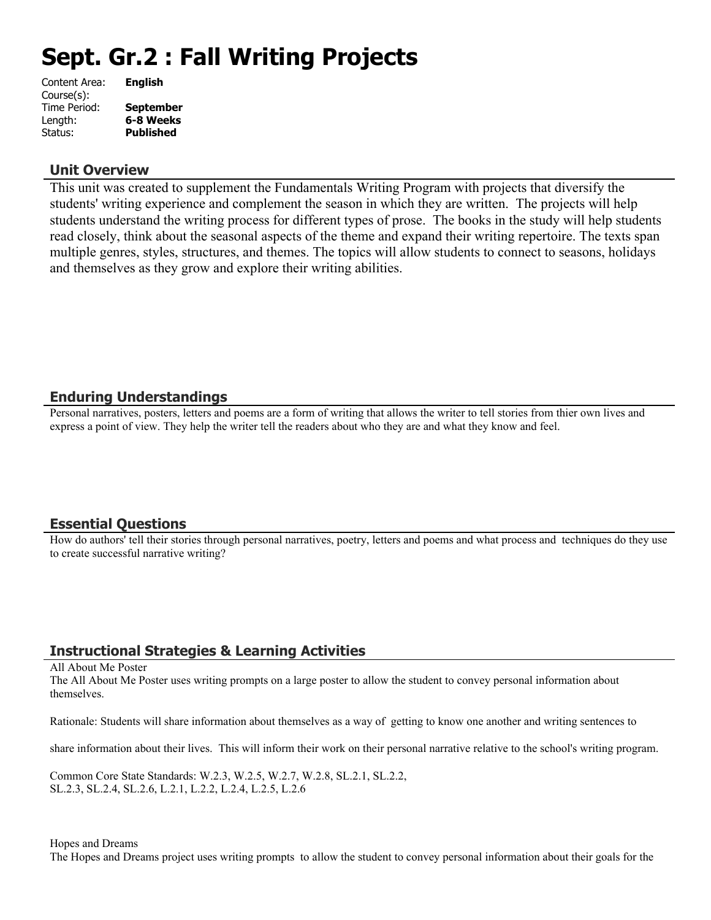# Sept. Gr.2 : Fall Writing Projects

Content Area: **English**
Course(s):
Time Period: **September**
Length: **6-8 Weeks**
Status: **Published**

## Unit Overview

This unit was created to supplement the Fundamentals Writing Program with projects that diversify the students' writing experience and complement the season in which they are written. The projects will help students understand the writing process for different types of prose. The books in the study will help students read closely, think about the seasonal aspects of the theme and expand their writing repertoire. The texts span multiple genres, styles, structures, and themes. The topics will allow students to connect to seasons, holidays and themselves as they grow and explore their writing abilities.

## Enduring Understandings

Personal narratives, posters, letters and poems are a form of writing that allows the writer to tell stories from thier own lives and express a point of view. They help the writer tell the readers about who they are and what they know and feel.

## Essential Questions

How do authors' tell their stories through personal narratives, poetry, letters and poems and what process and techniques do they use to create successful narrative writing?

## Instructional Strategies & Learning Activities

All About Me Poster

The All About Me Poster uses writing prompts on a large poster to allow the student to convey personal information about themselves.

Rationale: Students will share information about themselves as a way of getting to know one another and writing sentences to

share information about their lives. This will inform their work on their personal narrative relative to the school's writing program.

Common Core State Standards: W.2.3, W.2.5, W.2.7, W.2.8, SL.2.1, SL.2.2, SL.2.3, SL.2.4, SL.2.6, L.2.1, L.2.2, L.2.4, L.2.5, L.2.6

Hopes and Dreams

The Hopes and Dreams project uses writing prompts to allow the student to convey personal information about their goals for the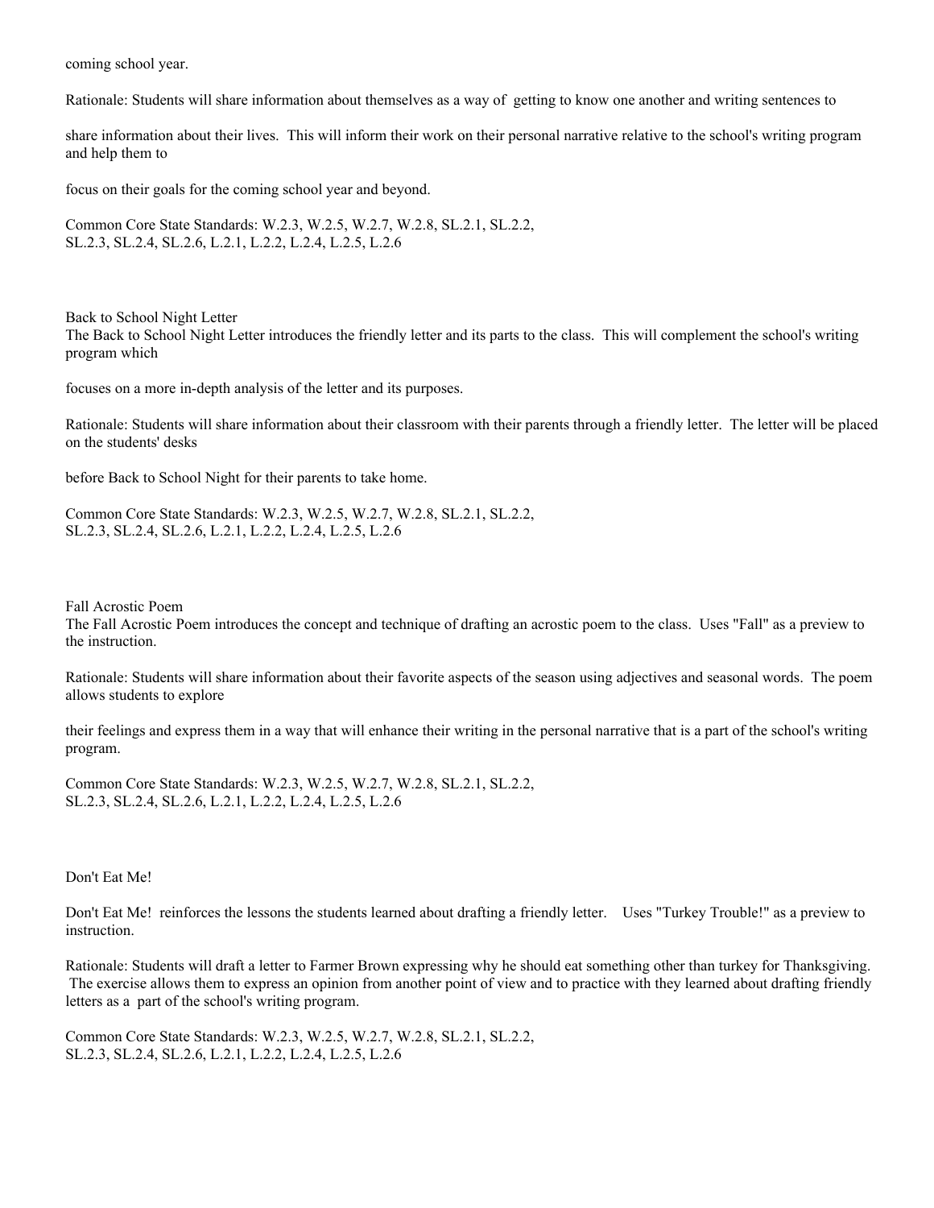coming school year.

Rationale: Students will share information about themselves as a way of getting to know one another and writing sentences to share information about their lives. This will inform their work on their personal narrative relative to the school's writing program and help them to focus on their goals for the coming school year and beyond.

Common Core State Standards: W.2.3, W.2.5, W.2.7, W.2.8, SL.2.1, SL.2.2, SL.2.3, SL.2.4, SL.2.6, L.2.1, L.2.2, L.2.4, L.2.5, L.2.6

Back to School Night Letter

The Back to School Night Letter introduces the friendly letter and its parts to the class. This will complement the school's writing program which focuses on a more in-depth analysis of the letter and its purposes.

Rationale: Students will share information about their classroom with their parents through a friendly letter. The letter will be placed on the students' desks before Back to School Night for their parents to take home.

Common Core State Standards: W.2.3, W.2.5, W.2.7, W.2.8, SL.2.1, SL.2.2, SL.2.3, SL.2.4, SL.2.6, L.2.1, L.2.2, L.2.4, L.2.5, L.2.6

Fall Acrostic Poem

The Fall Acrostic Poem introduces the concept and technique of drafting an acrostic poem to the class. Uses "Fall" as a preview to the instruction.

Rationale: Students will share information about their favorite aspects of the season using adjectives and seasonal words. The poem allows students to explore their feelings and express them in a way that will enhance their writing in the personal narrative that is a part of the school's writing program.

Common Core State Standards: W.2.3, W.2.5, W.2.7, W.2.8, SL.2.1, SL.2.2, SL.2.3, SL.2.4, SL.2.6, L.2.1, L.2.2, L.2.4, L.2.5, L.2.6

Don't Eat Me!

Don't Eat Me! reinforces the lessons the students learned about drafting a friendly letter. Uses "Turkey Trouble!" as a preview to instruction.

Rationale: Students will draft a letter to Farmer Brown expressing why he should eat something other than turkey for Thanksgiving. The exercise allows them to express an opinion from another point of view and to practice with they learned about drafting friendly letters as a part of the school's writing program.

Common Core State Standards: W.2.3, W.2.5, W.2.7, W.2.8, SL.2.1, SL.2.2, SL.2.3, SL.2.4, SL.2.6, L.2.1, L.2.2, L.2.4, L.2.5, L.2.6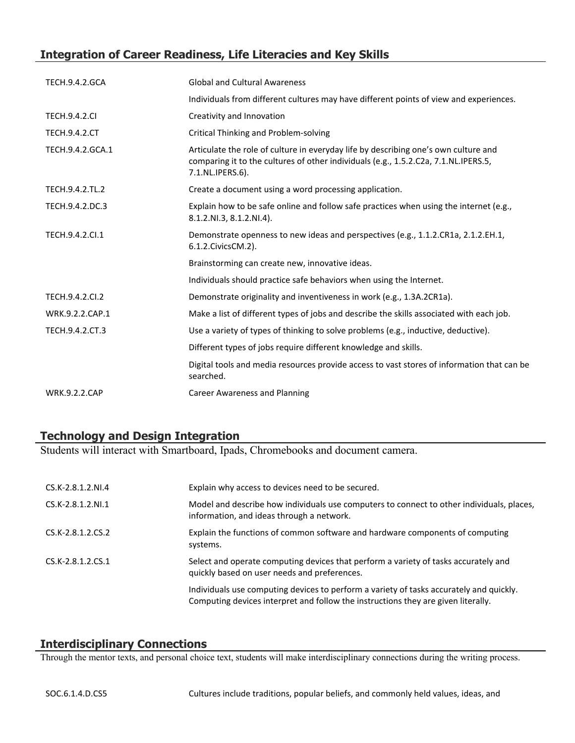## Integration of Career Readiness, Life Literacies and Key Skills

| | |
|---|---|
| TECH.9.4.2.GCA | Global and Cultural Awareness |
| | Individuals from different cultures may have different points of view and experiences. |
| TECH.9.4.2.CI | Creativity and Innovation |
| TECH.9.4.2.CT | Critical Thinking and Problem-solving |
| TECH.9.4.2.GCA.1 | Articulate the role of culture in everyday life by describing one's own culture and comparing it to the cultures of other individuals (e.g., 1.5.2.C2a, 7.1.NL.IPERS.5, 7.1.NL.IPERS.6). |
| TECH.9.4.2.TL.2 | Create a document using a word processing application. |
| TECH.9.4.2.DC.3 | Explain how to be safe online and follow safe practices when using the internet (e.g., 8.1.2.NI.3, 8.1.2.NI.4). |
| TECH.9.4.2.CI.1 | Demonstrate openness to new ideas and perspectives (e.g., 1.1.2.CR1a, 2.1.2.EH.1, 6.1.2.CivicsCM.2). |
| | Brainstorming can create new, innovative ideas. |
| | Individuals should practice safe behaviors when using the Internet. |
| TECH.9.4.2.CI.2 | Demonstrate originality and inventiveness in work (e.g., 1.3A.2CR1a). |
| WRK.9.2.2.CAP.1 | Make a list of different types of jobs and describe the skills associated with each job. |
| TECH.9.4.2.CT.3 | Use a variety of types of thinking to solve problems (e.g., inductive, deductive). |
| | Different types of jobs require different knowledge and skills. |
| | Digital tools and media resources provide access to vast stores of information that can be searched. |
| WRK.9.2.2.CAP | Career Awareness and Planning |

## Technology and Design Integration

Students will interact with Smartboard, Ipads, Chromebooks and document camera.

| | |
|---|---|
| CS.K-2.8.1.2.NI.4 | Explain why access to devices need to be secured. |
| CS.K-2.8.1.2.NI.1 | Model and describe how individuals use computers to connect to other individuals, places, information, and ideas through a network. |
| CS.K-2.8.1.2.CS.2 | Explain the functions of common software and hardware components of computing systems. |
| CS.K-2.8.1.2.CS.1 | Select and operate computing devices that perform a variety of tasks accurately and quickly based on user needs and preferences. |
| | Individuals use computing devices to perform a variety of tasks accurately and quickly. Computing devices interpret and follow the instructions they are given literally. |

## Interdisciplinary Connections

Through the mentor texts, and personal choice text, students will make interdisciplinary connections during the writing process.

| | |
|---|---|
| SOC.6.1.4.D.CS5 | Cultures include traditions, popular beliefs, and commonly held values, ideas, and |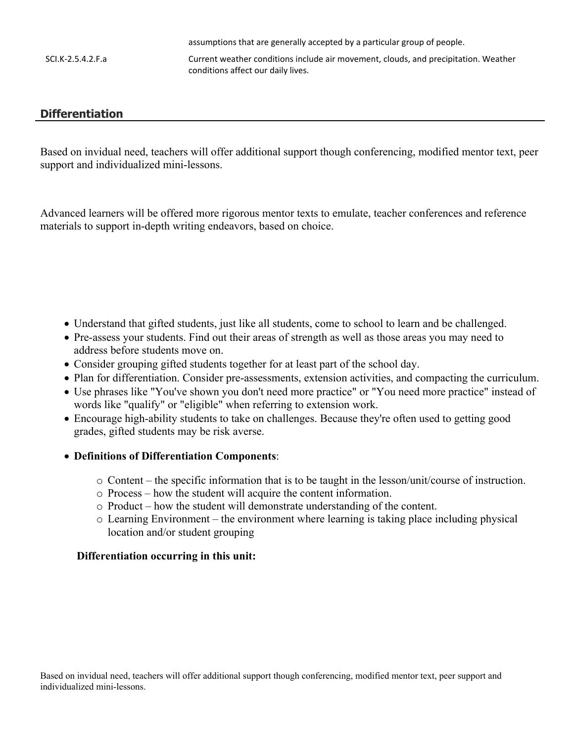|  | assumptions that are generally accepted by a particular group of people. |
| --- | --- |
| SCI.K-2.5.4.2.F.a | Current weather conditions include air movement, clouds, and precipitation. Weather conditions affect our daily lives. |

## Differentiation

Based on invidual need, teachers will offer additional support though conferencing, modified mentor text, peer support and individualized mini-lessons.

Advanced learners will be offered more rigorous mentor texts to emulate, teacher conferences and reference materials to support in-depth writing endeavors, based on choice.

- Understand that gifted students, just like all students, come to school to learn and be challenged.
- Pre-assess your students. Find out their areas of strength as well as those areas you may need to address before students move on.
- Consider grouping gifted students together for at least part of the school day.
- Plan for differentiation. Consider pre-assessments, extension activities, and compacting the curriculum.
- Use phrases like "You've shown you don't need more practice" or "You need more practice" instead of words like "qualify" or "eligible" when referring to extension work.
- Encourage high-ability students to take on challenges. Because they're often used to getting good grades, gifted students may be risk averse.
- **Definitions of Differentiation Components**:
    - Content – the specific information that is to be taught in the lesson/unit/course of instruction.
    - Process – how the student will acquire the content information.
    - Product – how the student will demonstrate understanding of the content.
    - Learning Environment – the environment where learning is taking place including physical location and/or student grouping

**Differentiation occurring in this unit:**

Based on invidual need, teachers will offer additional support though conferencing, modified mentor text, peer support and individualized mini-lessons.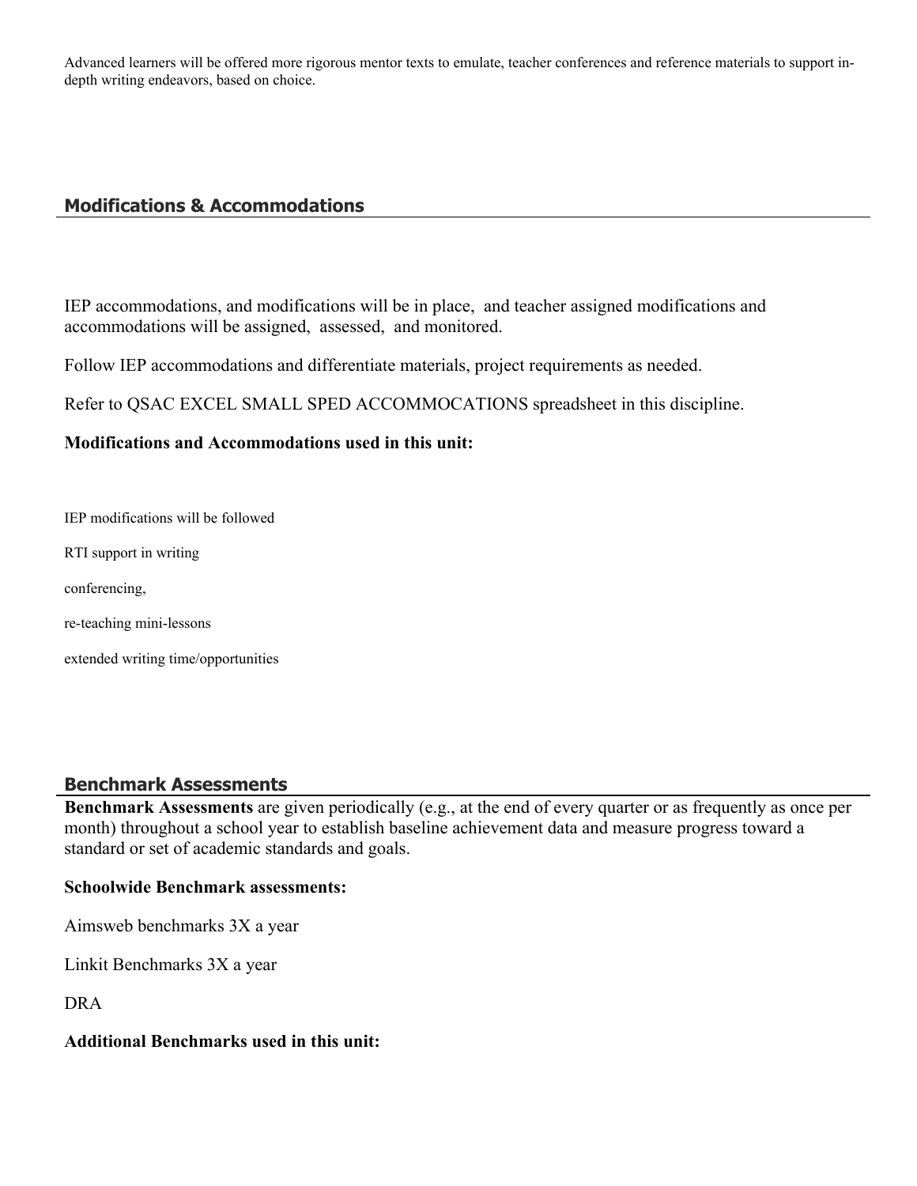Advanced learners will be offered more rigorous mentor texts to emulate, teacher conferences and reference materials to support in-depth writing endeavors, based on choice.

## Modifications & Accommodations

IEP accommodations, and modifications will be in place, and teacher assigned modifications and accommodations will be assigned, assessed, and monitored.

Follow IEP accommodations and differentiate materials, project requirements as needed.

Refer to QSAC EXCEL SMALL SPED ACCOMMOCATIONS spreadsheet in this discipline.

**Modifications and Accommodations used in this unit:**

IEP modifications will be followed

RTI support in writing

conferencing,

re-teaching mini-lessons

extended writing time/opportunities

## Benchmark Assessments

**Benchmark Assessments** are given periodically (e.g., at the end of every quarter or as frequently as once per month) throughout a school year to establish baseline achievement data and measure progress toward a standard or set of academic standards and goals.

**Schoolwide Benchmark assessments:**

Aimsweb benchmarks 3X a year

Linkit Benchmarks 3X a year

DRA

**Additional Benchmarks used in this unit:**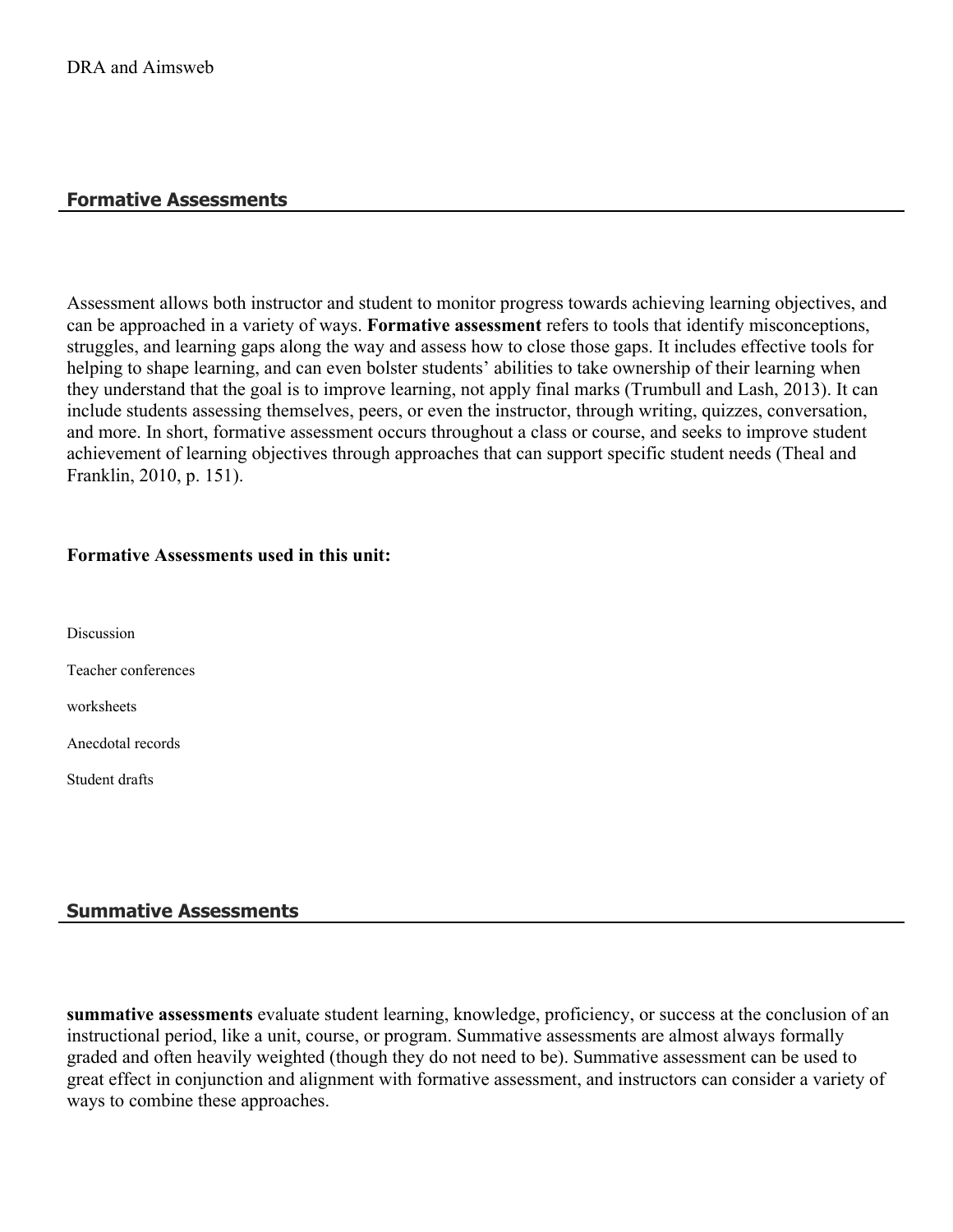DRA and Aimsweb

## Formative Assessments

Assessment allows both instructor and student to monitor progress towards achieving learning objectives, and can be approached in a variety of ways. **Formative assessment** refers to tools that identify misconceptions, struggles, and learning gaps along the way and assess how to close those gaps. It includes effective tools for helping to shape learning, and can even bolster students' abilities to take ownership of their learning when they understand that the goal is to improve learning, not apply final marks (Trumbull and Lash, 2013). It can include students assessing themselves, peers, or even the instructor, through writing, quizzes, conversation, and more. In short, formative assessment occurs throughout a class or course, and seeks to improve student achievement of learning objectives through approaches that can support specific student needs (Theal and Franklin, 2010, p. 151).

**Formative Assessments used in this unit:**

Discussion

Teacher conferences

worksheets

Anecdotal records

Student drafts

## Summative Assessments

**summative assessments** evaluate student learning, knowledge, proficiency, or success at the conclusion of an instructional period, like a unit, course, or program. Summative assessments are almost always formally graded and often heavily weighted (though they do not need to be). Summative assessment can be used to great effect in conjunction and alignment with formative assessment, and instructors can consider a variety of ways to combine these approaches.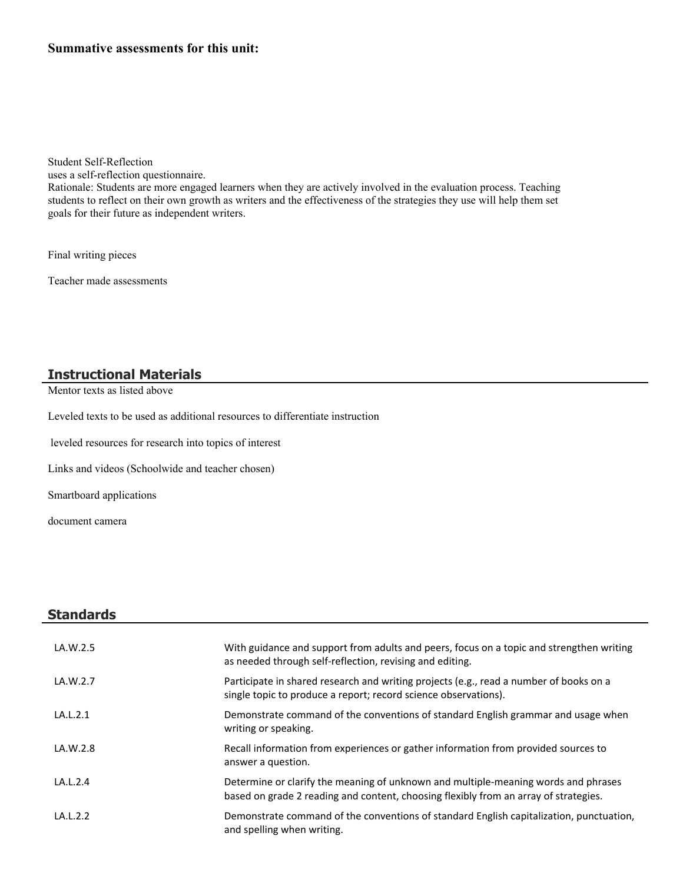**Summative assessments for this unit:**

Student Self-Reflection
uses a self-reflection questionnaire.
Rationale: Students are more engaged learners when they are actively involved in the evaluation process. Teaching students to reflect on their own growth as writers and the effectiveness of the strategies they use will help them set goals for their future as independent writers.

Final writing pieces

Teacher made assessments

## Instructional Materials

Mentor texts as listed above

Leveled texts to be used as additional resources to differentiate instruction

leveled resources for research into topics of interest

Links and videos (Schoolwide and teacher chosen)

Smartboard applications

document camera

## Standards

| | |
|---|---|
| LA.W.2.5 | With guidance and support from adults and peers, focus on a topic and strengthen writing as needed through self-reflection, revising and editing. |
| LA.W.2.7 | Participate in shared research and writing projects (e.g., read a number of books on a single topic to produce a report; record science observations). |
| LA.L.2.1 | Demonstrate command of the conventions of standard English grammar and usage when writing or speaking. |
| LA.W.2.8 | Recall information from experiences or gather information from provided sources to answer a question. |
| LA.L.2.4 | Determine or clarify the meaning of unknown and multiple-meaning words and phrases based on grade 2 reading and content, choosing flexibly from an array of strategies. |
| LA.L.2.2 | Demonstrate command of the conventions of standard English capitalization, punctuation, and spelling when writing. |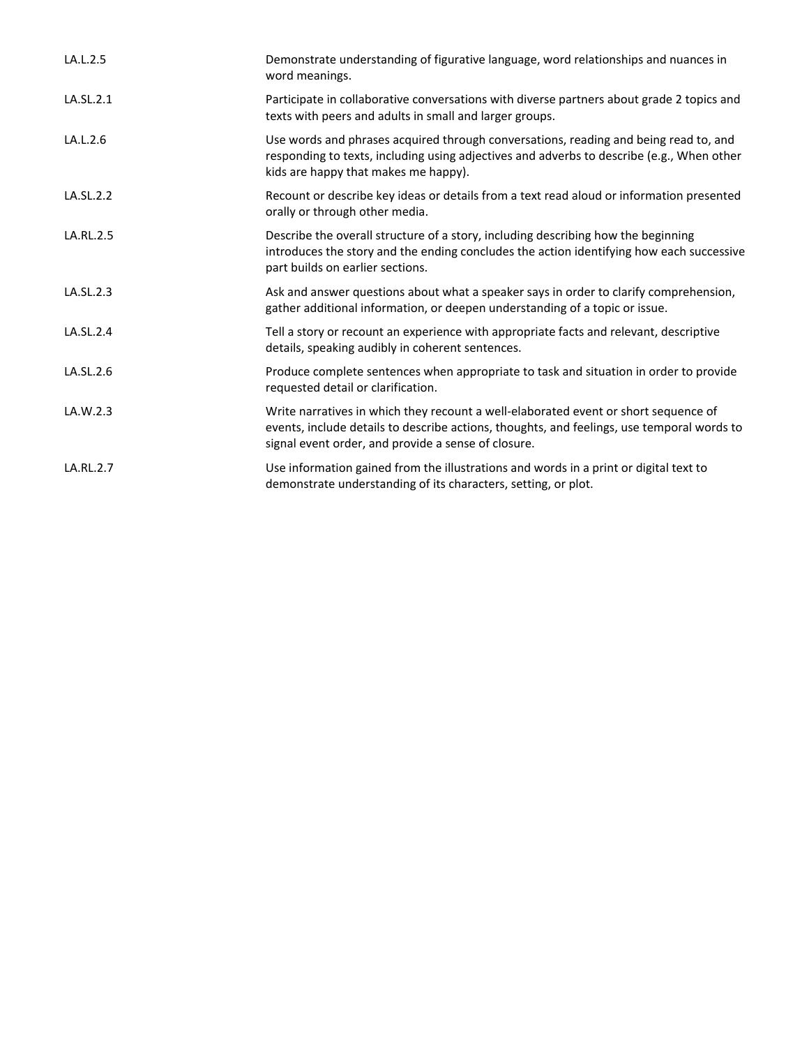| | |
|---|---|
| LA.L.2.5 | Demonstrate understanding of figurative language, word relationships and nuances in word meanings. |
| LA.SL.2.1 | Participate in collaborative conversations with diverse partners about grade 2 topics and texts with peers and adults in small and larger groups. |
| LA.L.2.6 | Use words and phrases acquired through conversations, reading and being read to, and responding to texts, including using adjectives and adverbs to describe (e.g., When other kids are happy that makes me happy). |
| LA.SL.2.2 | Recount or describe key ideas or details from a text read aloud or information presented orally or through other media. |
| LA.RL.2.5 | Describe the overall structure of a story, including describing how the beginning introduces the story and the ending concludes the action identifying how each successive part builds on earlier sections. |
| LA.SL.2.3 | Ask and answer questions about what a speaker says in order to clarify comprehension, gather additional information, or deepen understanding of a topic or issue. |
| LA.SL.2.4 | Tell a story or recount an experience with appropriate facts and relevant, descriptive details, speaking audibly in coherent sentences. |
| LA.SL.2.6 | Produce complete sentences when appropriate to task and situation in order to provide requested detail or clarification. |
| LA.W.2.3 | Write narratives in which they recount a well-elaborated event or short sequence of events, include details to describe actions, thoughts, and feelings, use temporal words to signal event order, and provide a sense of closure. |
| LA.RL.2.7 | Use information gained from the illustrations and words in a print or digital text to demonstrate understanding of its characters, setting, or plot. |